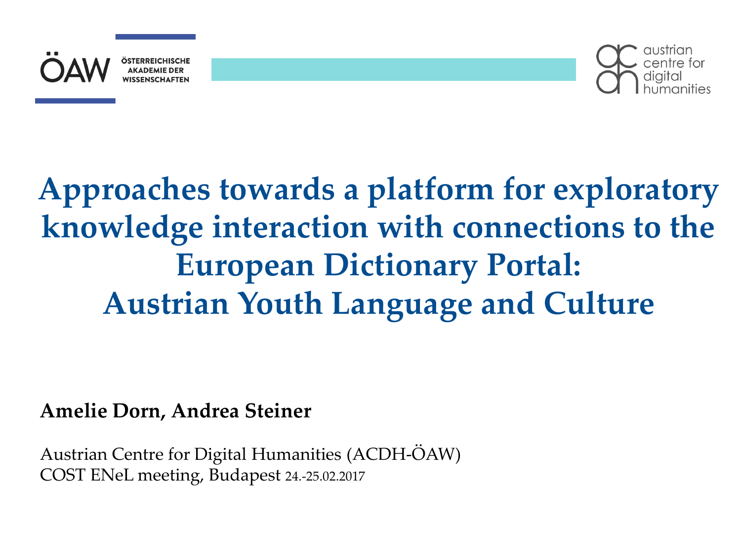ÖAW ÖSTERREICHISCHE AKADEMIE DER WISSENSCHAFTEN

austrian centre for digital humanities

# Approaches towards a platform for exploratory knowledge interaction with connections to the European Dictionary Portal: Austrian Youth Language and Culture

**Amelie Dorn, Andrea Steiner**

Austrian Centre for Digital Humanities (ACDH-ÖAW)
COST ENeL meeting, Budapest 24.-25.02.2017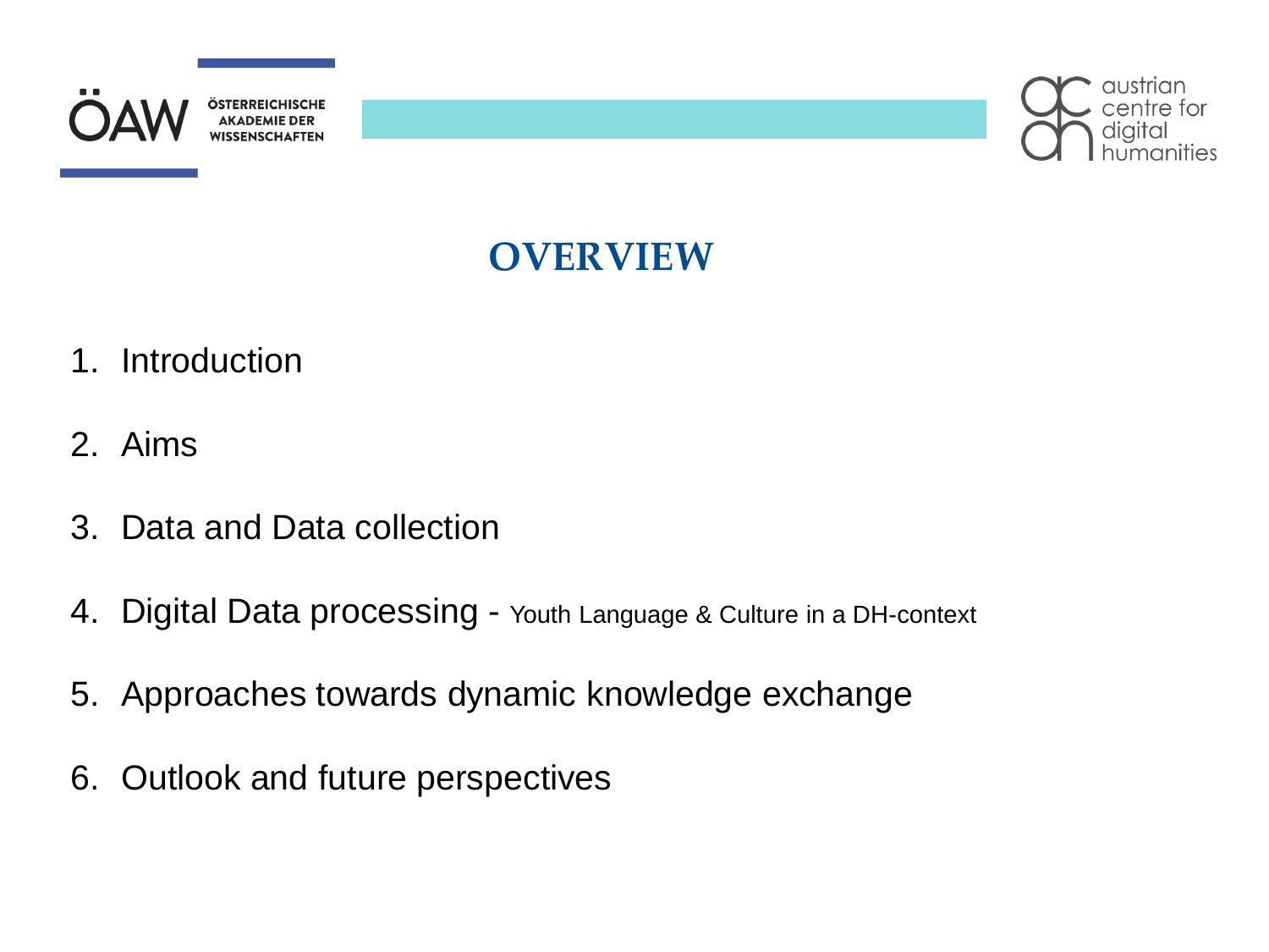# OVERVIEW

1. Introduction
2. Aims
3. Data and Data collection
4. Digital Data processing - Youth Language & Culture in a DH-context
5. Approaches towards dynamic knowledge exchange
6. Outlook and future perspectives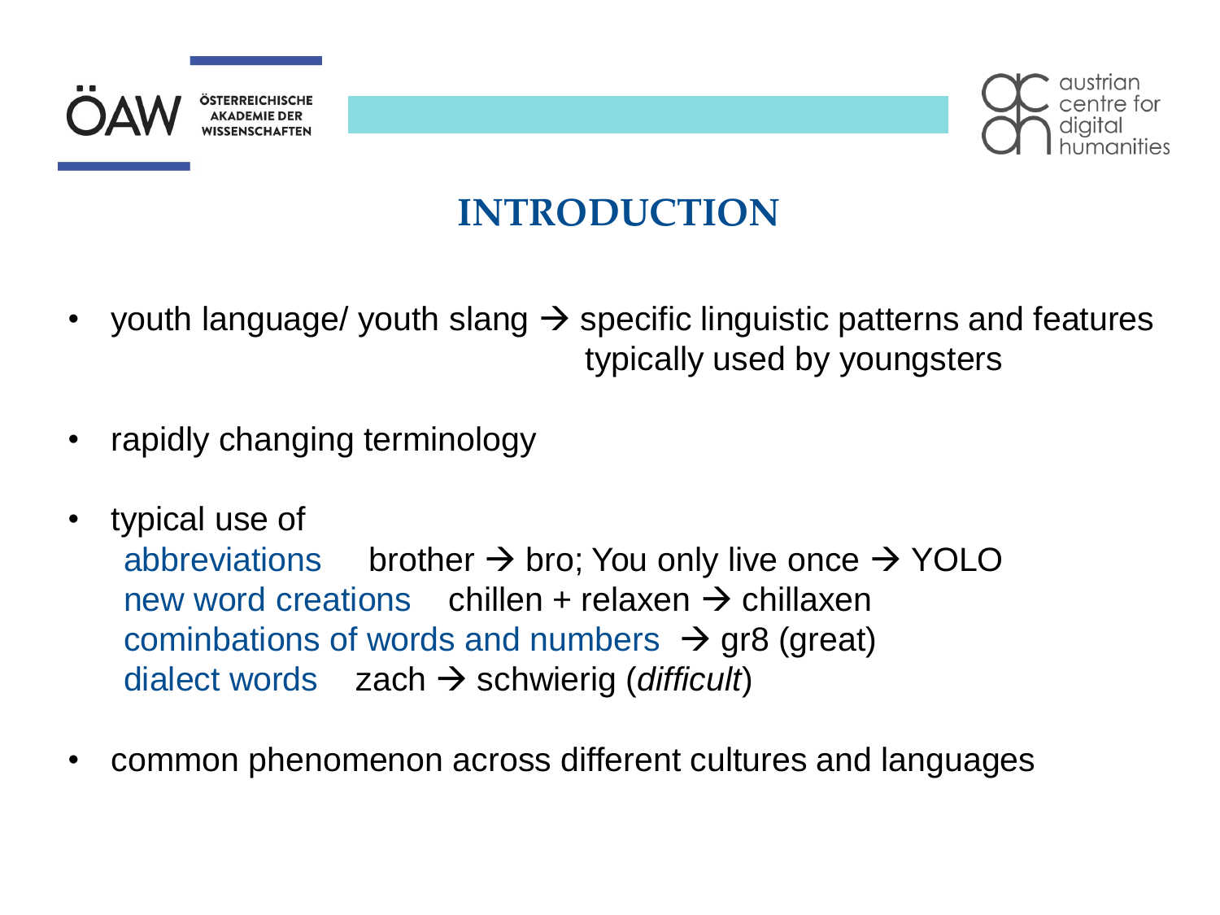# INTRODUCTION

- youth language/ youth slang → specific linguistic patterns and features typically used by youngsters

- rapidly changing terminology

- typical use of
  - abbreviations brother → bro; You only live once → YOLO
  - new word creations chillen + relaxen → chillaxen
  - cominbations of words and numbers → gr8 (great)
  - dialect words zach → schwierig (*difficult*)

- common phenomenon across different cultures and languages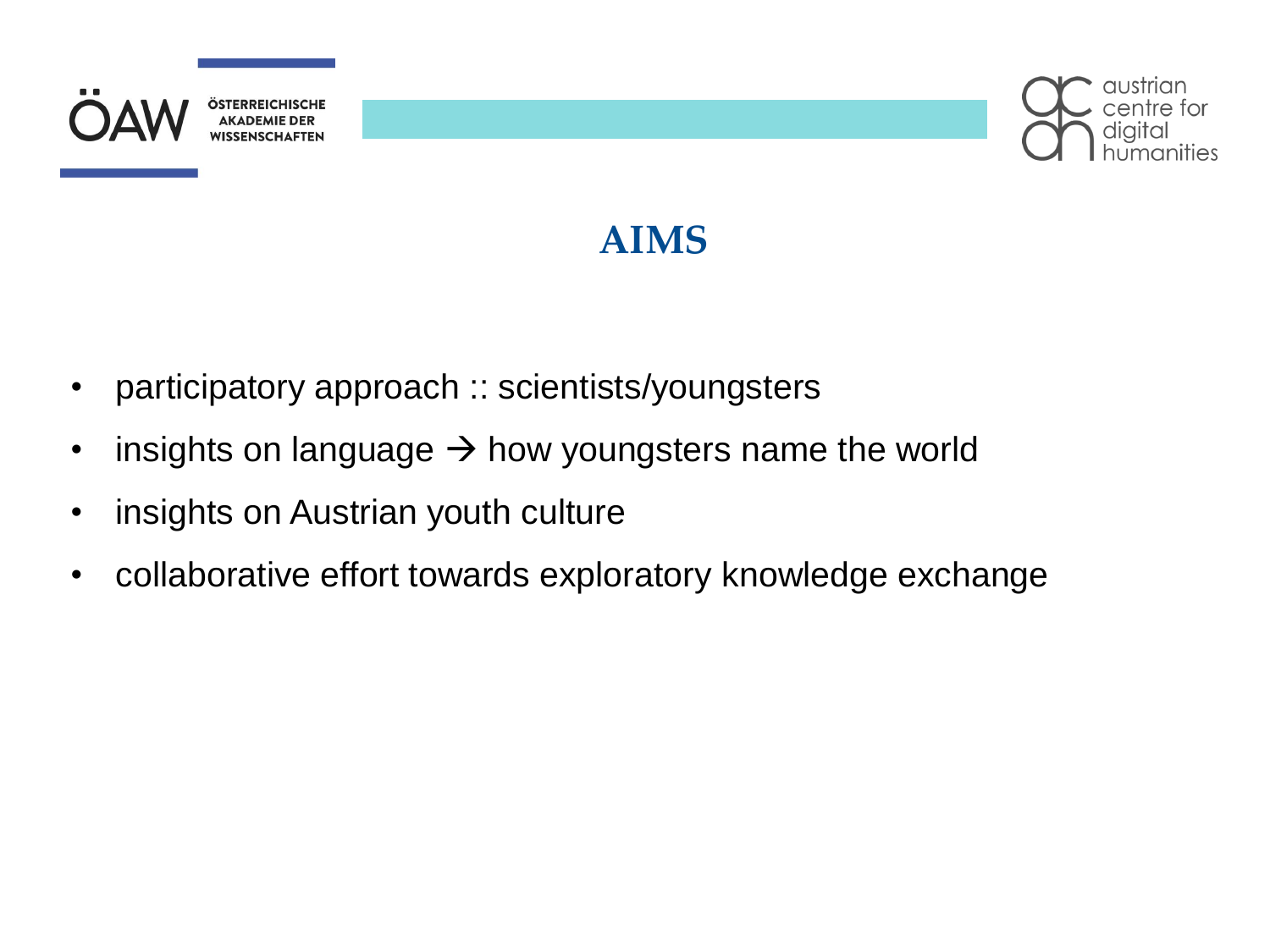# AIMS

- participatory approach :: scientists/youngsters
- insights on language → how youngsters name the world
- insights on Austrian youth culture
- collaborative effort towards exploratory knowledge exchange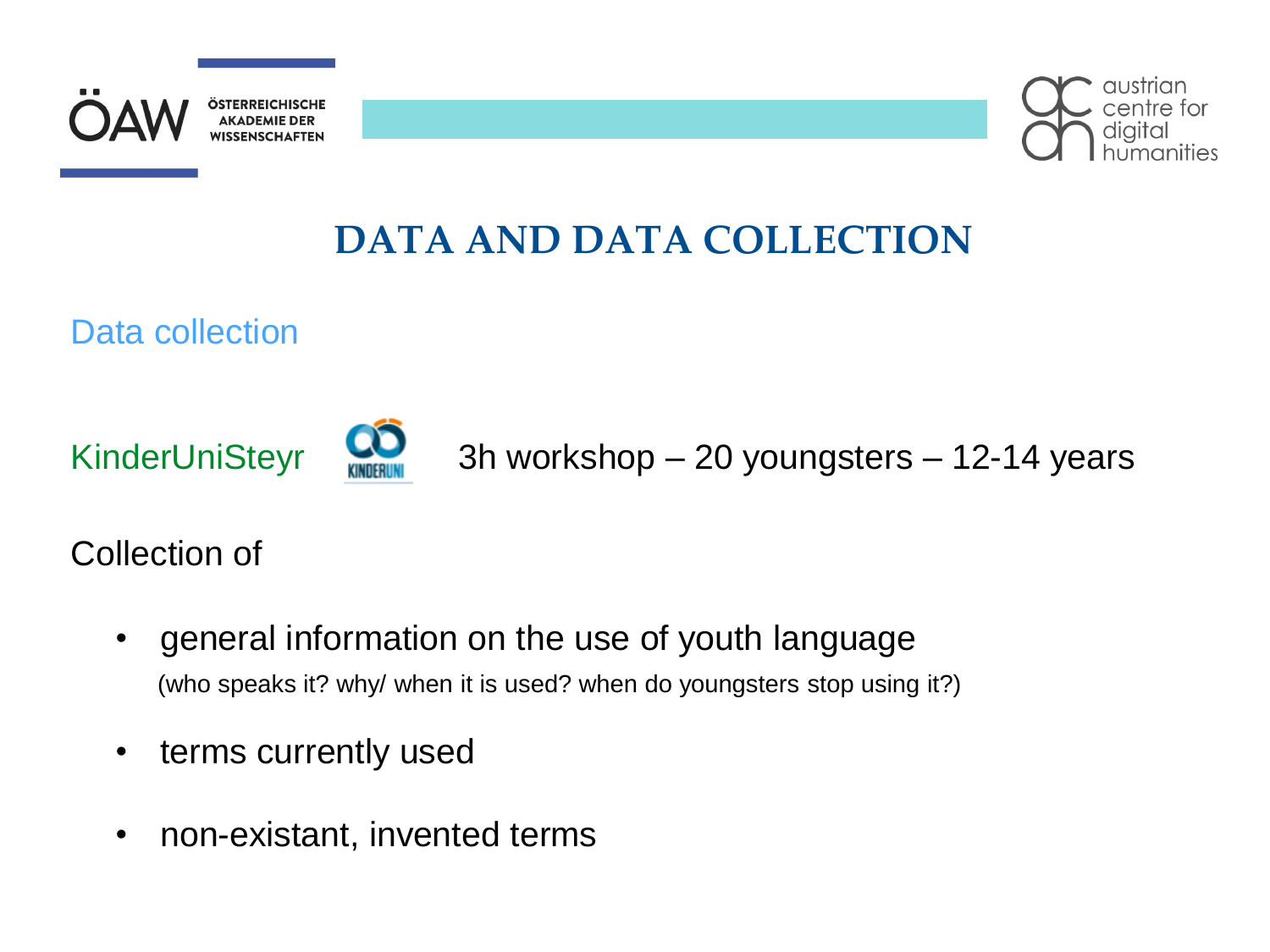# DATA AND DATA COLLECTION

## Data collection

KinderUniSteyr — 3h workshop – 20 youngsters – 12-14 years

Collection of

- general information on the use of youth language
  (who speaks it? why/ when it is used? when do youngsters stop using it?)
- terms currently used
- non-existant, invented terms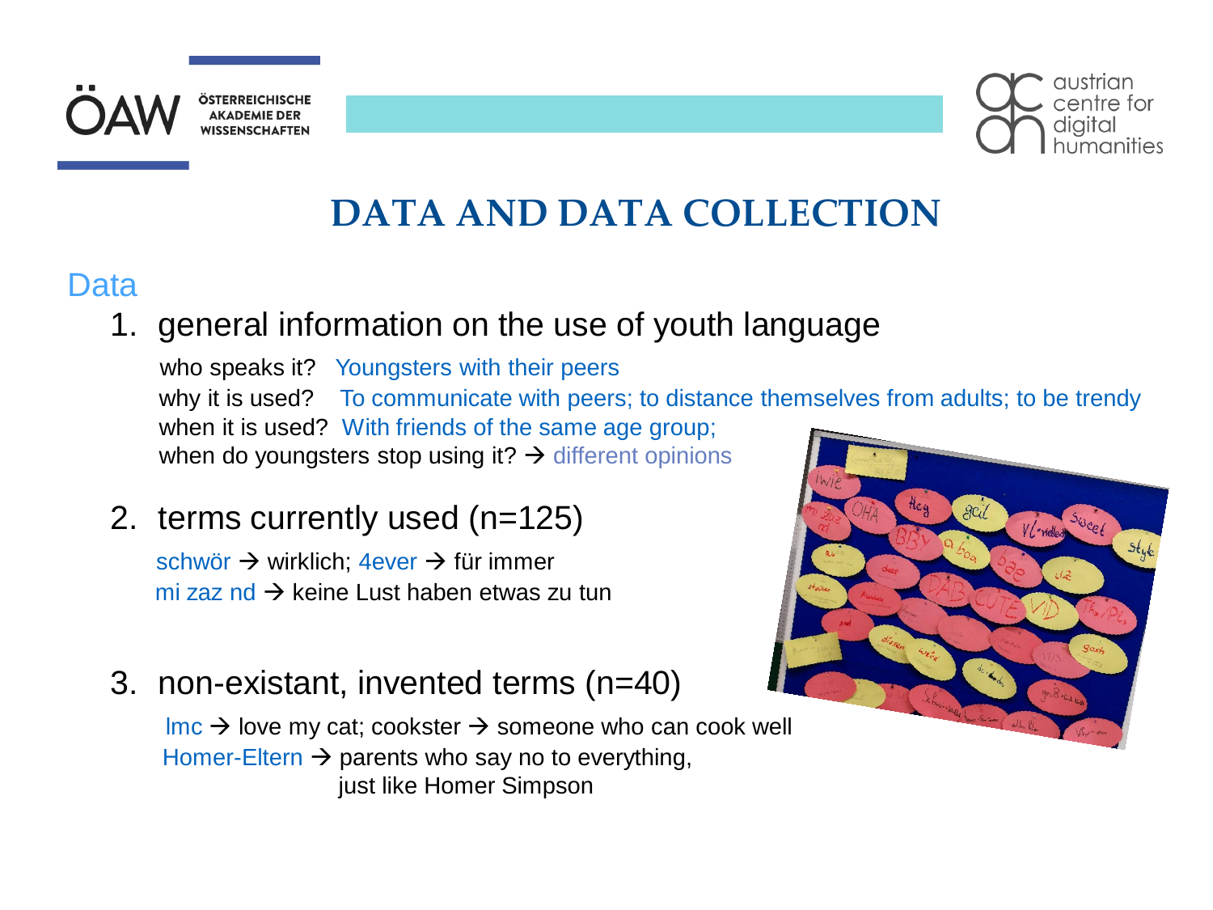# DATA AND DATA COLLECTION

## Data

1. general information on the use of youth language

   who speaks it? Youngsters with their peers
   why it is used? To communicate with peers; to distance themselves from adults; to be trendy
   when it is used? With friends of the same age group;
   when do youngsters stop using it? → different opinions

2. terms currently used (n=125)

   schwör → wirklich; 4ever → für immer
   mi zaz nd → keine Lust haben etwas zu tun

3. non-existant, invented terms (n=40)

   lmc → love my cat; cookster → someone who can cook well
   Homer-Eltern → parents who say no to everything, just like Homer Simpson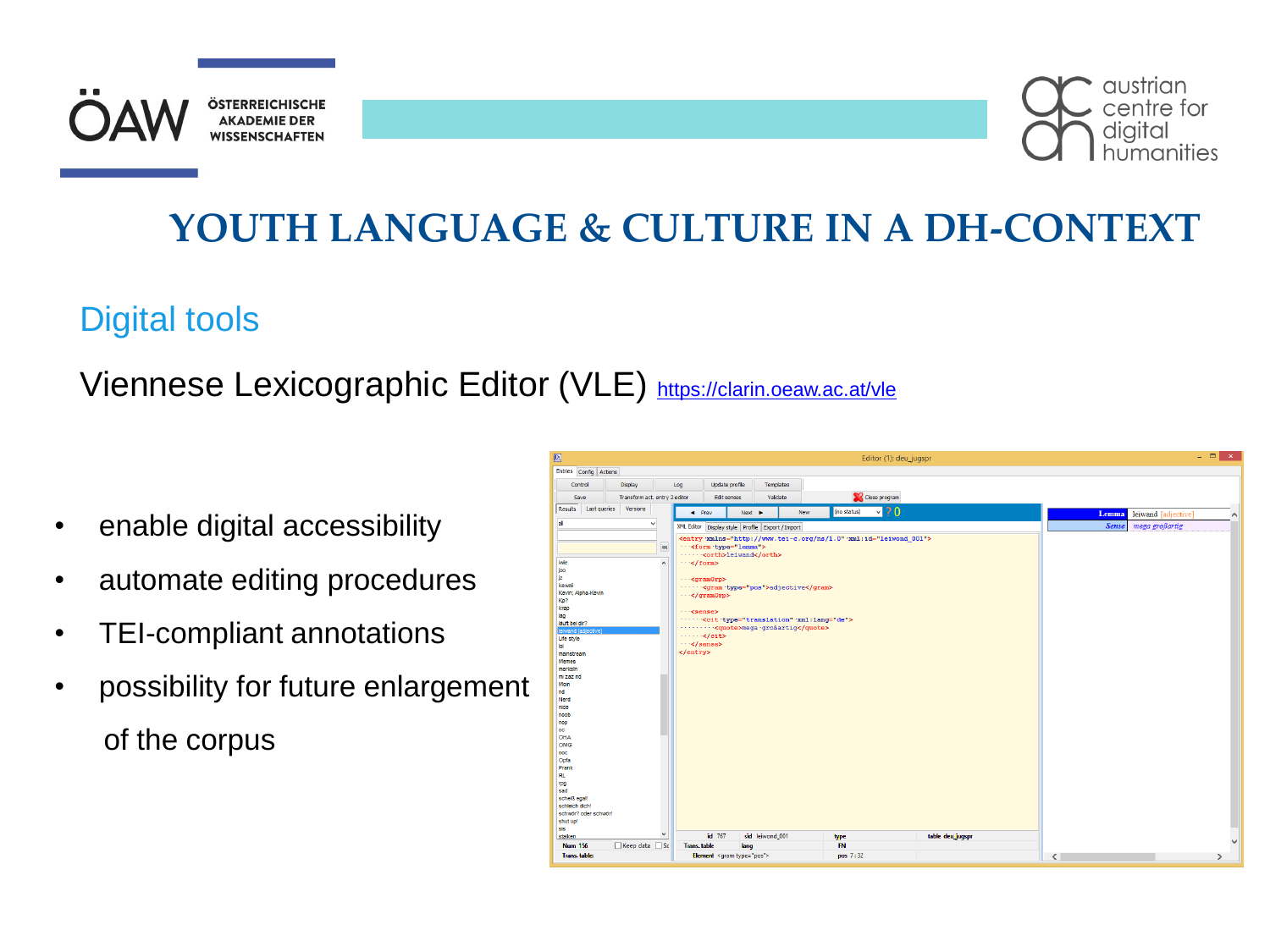# YOUTH LANGUAGE & CULTURE IN A DH-CONTEXT

## Digital tools

Viennese Lexicographic Editor (VLE) https://clarin.oeaw.ac.at/vle

- enable digital accessibility
- automate editing procedures
- TEI-compliant annotations
- possibility for future enlargement of the corpus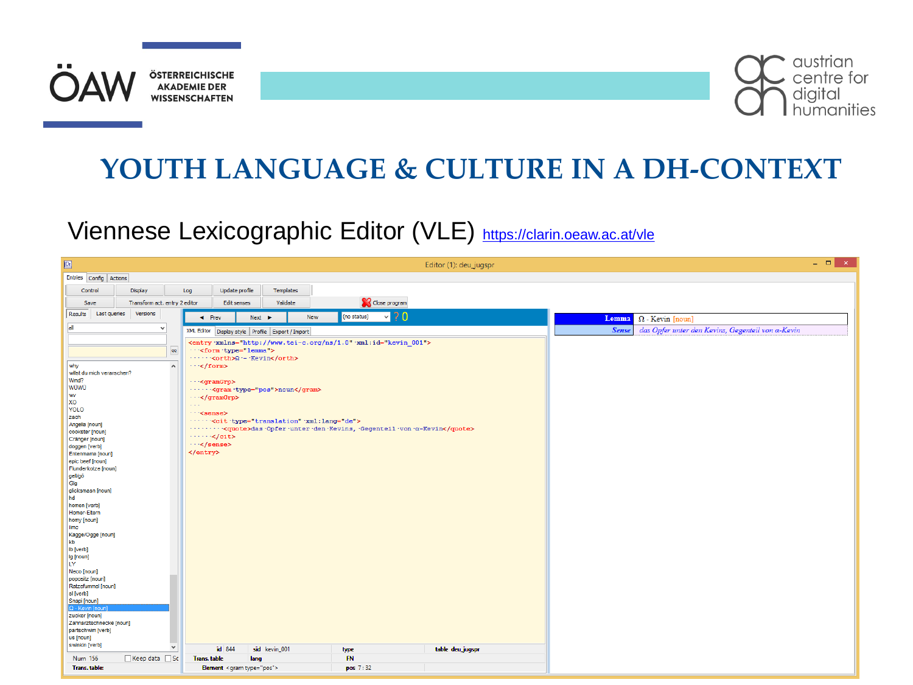# YOUTH LANGUAGE & CULTURE IN A DH-CONTEXT

Viennese Lexicographic Editor (VLE) https://clarin.oeaw.ac.at/vle

```
<entry xmlns="http://www.tei-c.org/ns/1.0" xml:id="kevin_001">
  <form type="lemma">
    <orth>Ω - Kevin</orth>
  </form>

  <gramGrp>
    <gram type="pos">noun</gram>
  </gramGrp>

  <sense>
    <cit type="translation" xml:lang="de">
      <quote>das Opfer unter den Kevins, Gegenteil von α-Kevin</quote>
    </cit>
  </sense>
</entry>
```

| Lemma | Ω - Kevin [noun] |
|---|---|
| Sense | das Opfer unter den Kevins, Gegenteil von α-Kevin |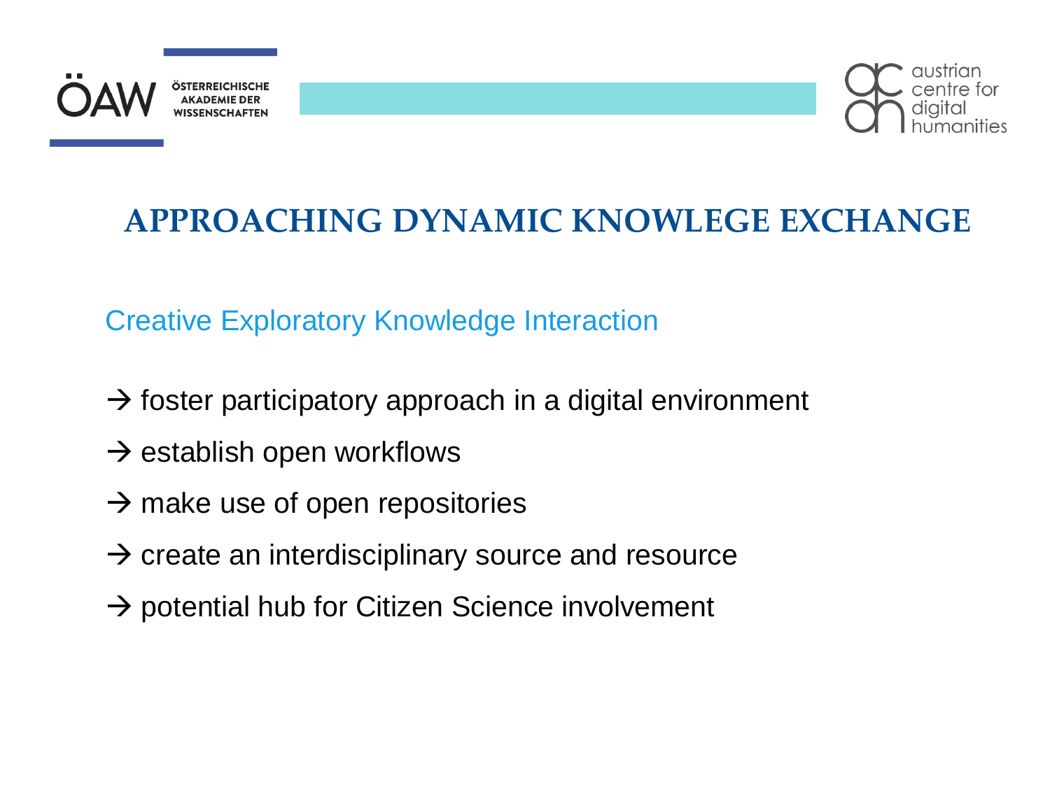# APPROACHING DYNAMIC KNOWLEGE EXCHANGE

## Creative Exploratory Knowledge Interaction

→ foster participatory approach in a digital environment

→ establish open workflows

→ make use of open repositories

→ create an interdisciplinary source and resource

→ potential hub for Citizen Science involvement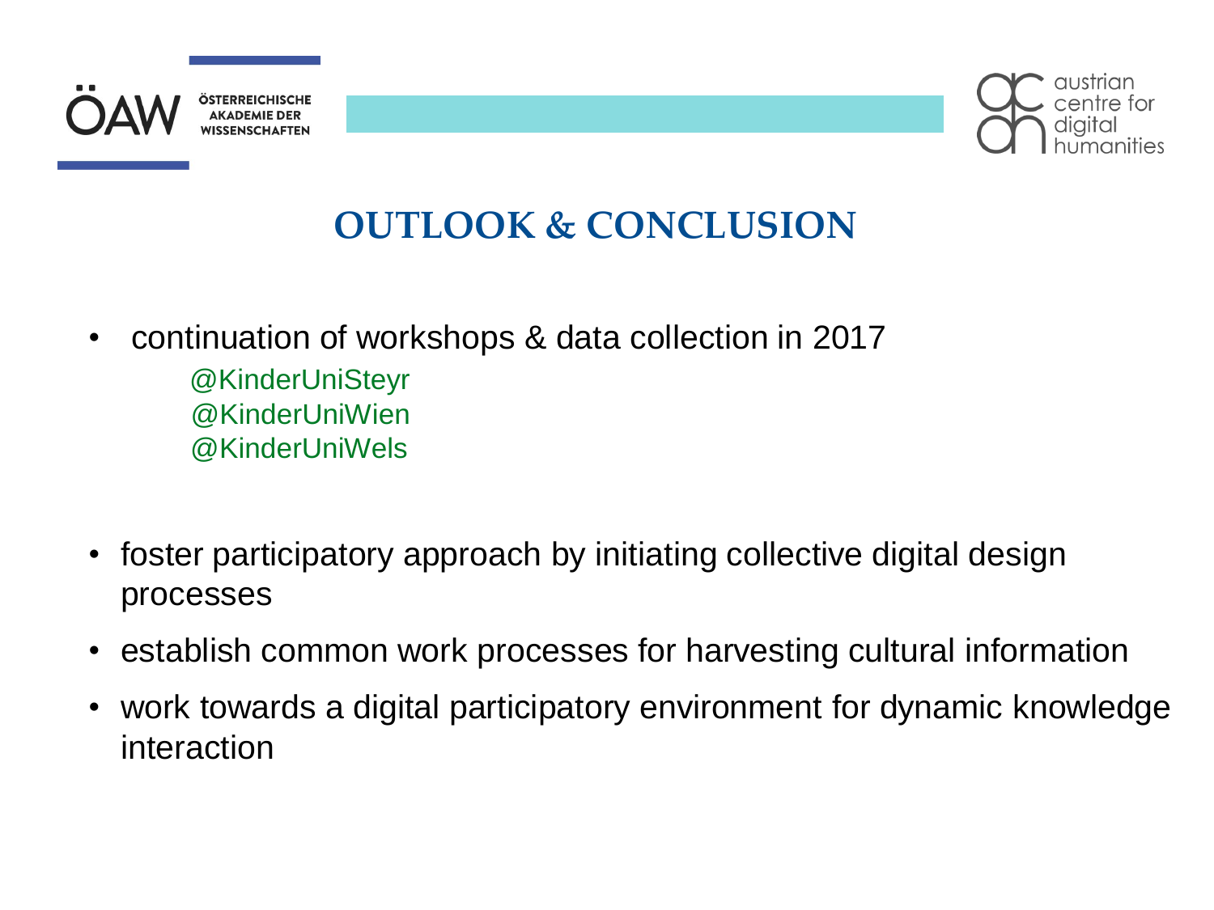# OUTLOOK & CONCLUSION

- continuation of workshops & data collection in 2017
  - @KinderUniSteyr
  - @KinderUniWien
  - @KinderUniWels
- foster participatory approach by initiating collective digital design processes
- establish common work processes for harvesting cultural information
- work towards a digital participatory environment for dynamic knowledge interaction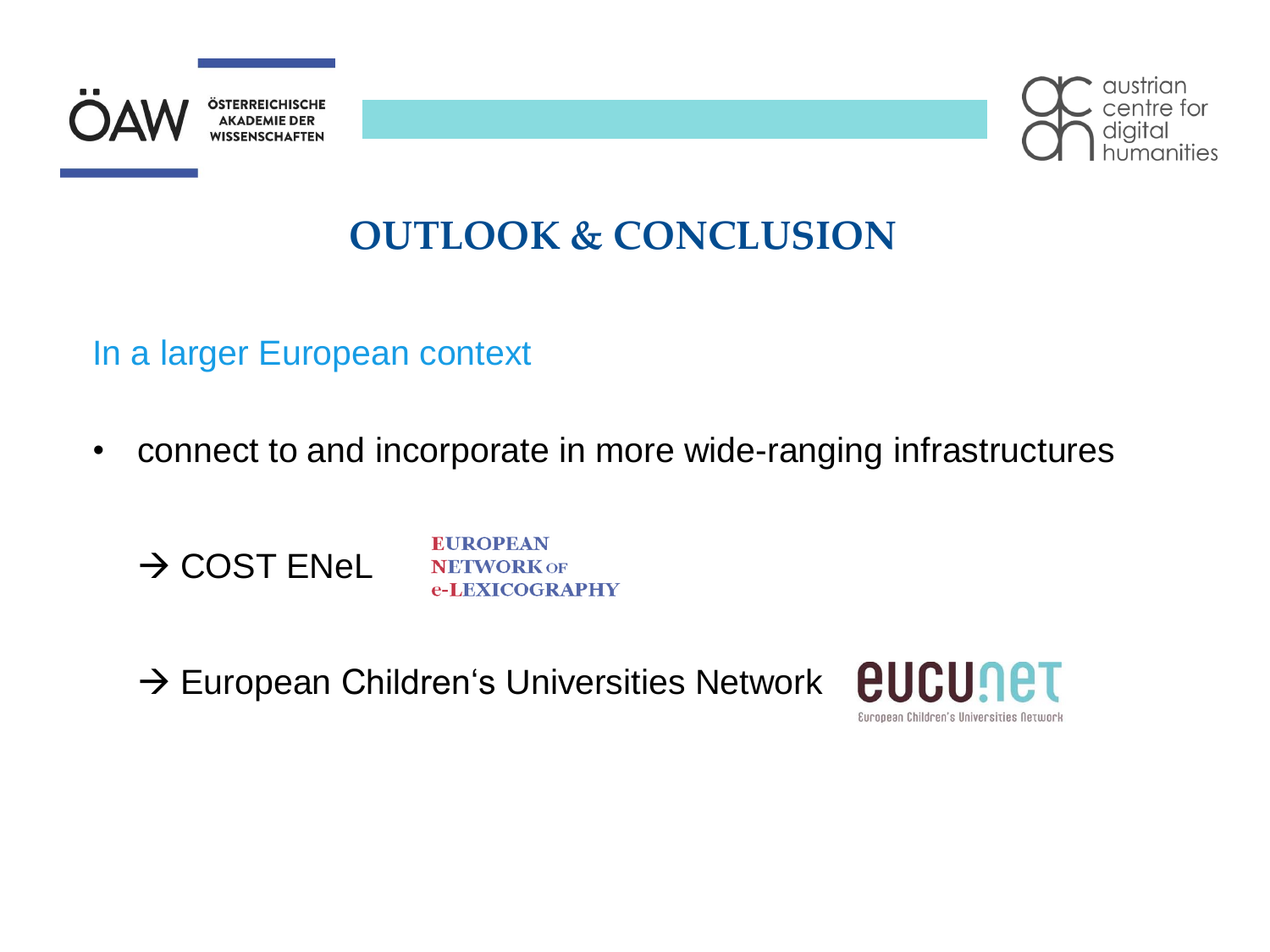# OUTLOOK & CONCLUSION

## In a larger European context

- connect to and incorporate in more wide-ranging infrastructures

→ COST ENeL

EUROPEAN NETWORK OF e-LEXICOGRAPHY

→ European Children‘s Universities Network

eucunet

European Children's Universities Network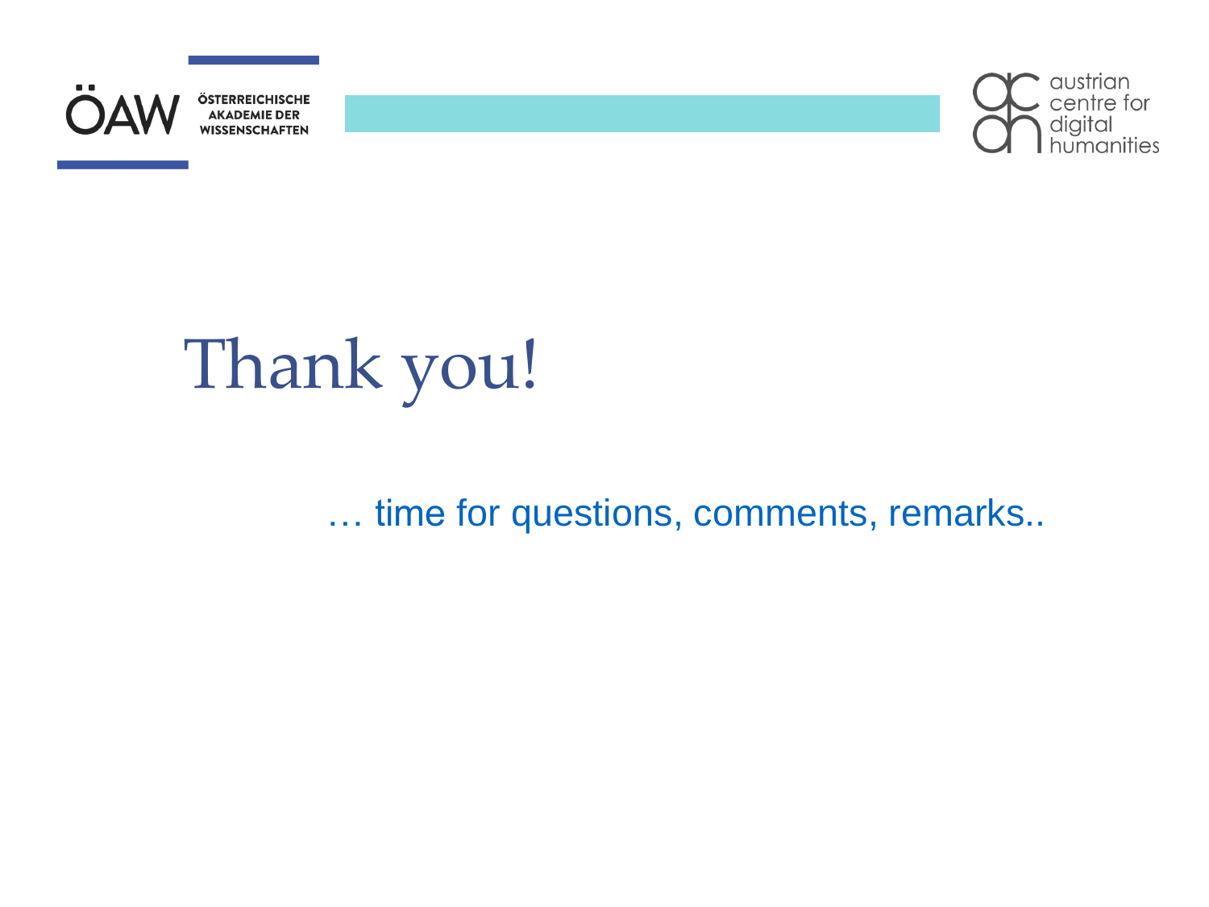# Thank you!

… time for questions, comments, remarks..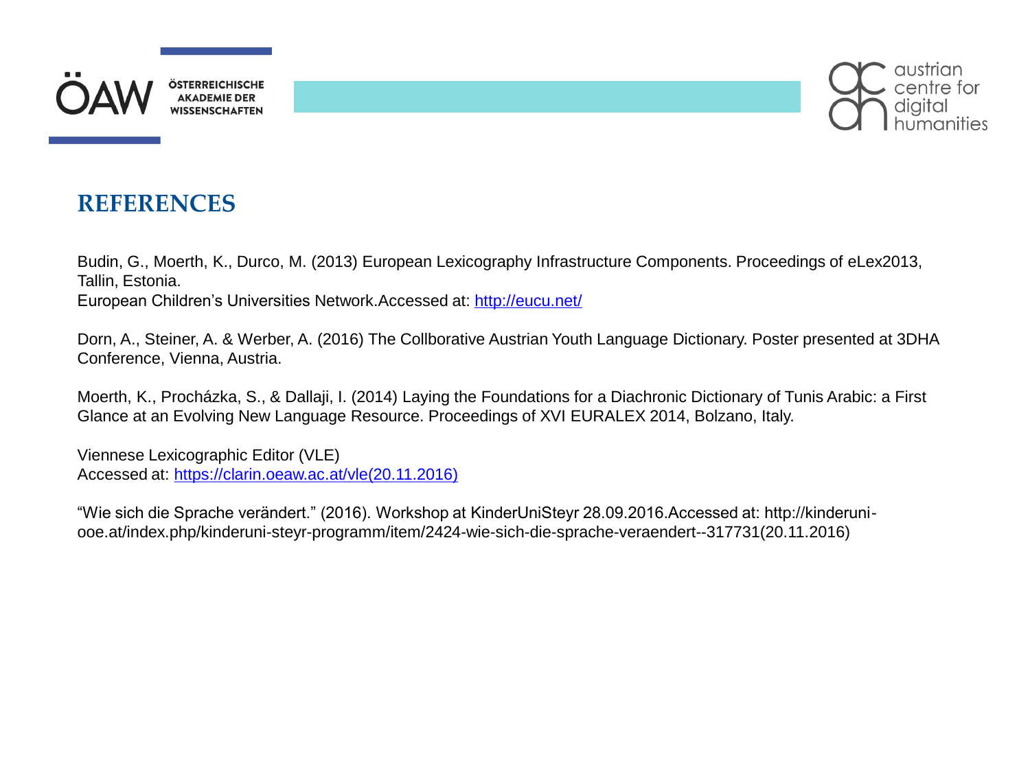## REFERENCES

Budin, G., Moerth, K., Durco, M. (2013) European Lexicography Infrastructure Components. Proceedings of eLex2013, Tallin, Estonia.
European Children's Universities Network.Accessed at: http://eucu.net/

Dorn, A., Steiner, A. & Werber, A. (2016) The Collborative Austrian Youth Language Dictionary. Poster presented at 3DHA Conference, Vienna, Austria.

Moerth, K., Procházka, S., & Dallaji, I. (2014) Laying the Foundations for a Diachronic Dictionary of Tunis Arabic: a First Glance at an Evolving New Language Resource. Proceedings of XVI EURALEX 2014, Bolzano, Italy.

Viennese Lexicographic Editor (VLE)
Accessed at: https://clarin.oeaw.ac.at/vle(20.11.2016)

"Wie sich die Sprache verändert." (2016). Workshop at KinderUniSteyr 28.09.2016.Accessed at: http://kinderuni-ooe.at/index.php/kinderuni-steyr-programm/item/2424-wie-sich-die-sprache-veraendert--317731(20.11.2016)